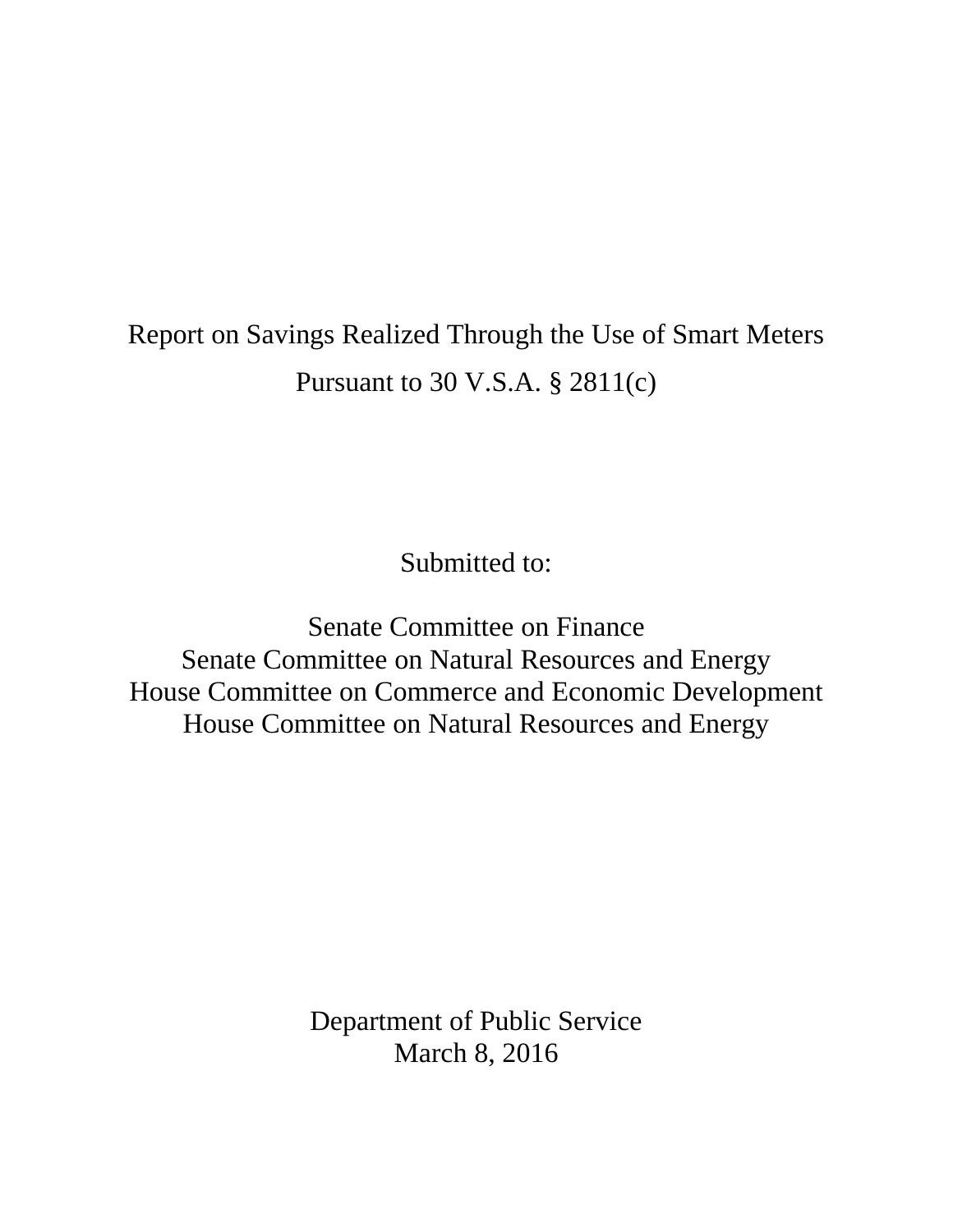# Report on Savings Realized Through the Use of Smart Meters

## Pursuant to 30 V.S.A. § 2811(c)

Submitted to:

Senate Committee on Finance
Senate Committee on Natural Resources and Energy
House Committee on Commerce and Economic Development
House Committee on Natural Resources and Energy

Department of Public Service
March 8, 2016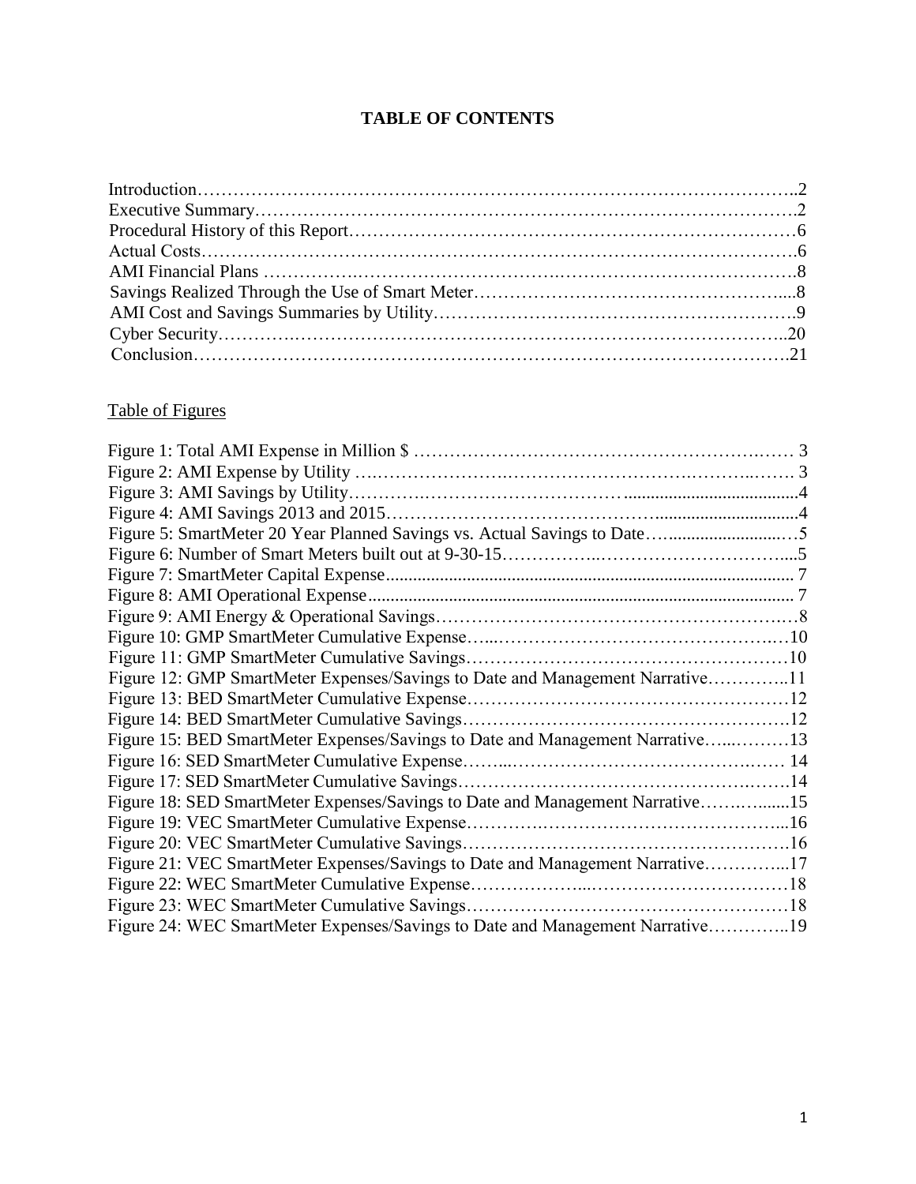# TABLE OF CONTENTS

Introduction……………………………………………………………………………………..2
Executive Summary…………………………………………………………………………….2
Procedural History of this Report………………………………………………………………6
Actual Costs…………………………………………………………………………………….6
AMI Financial Plans ………………………………………………………………………….8
Savings Realized Through the Use of Smart Meter…………………………………………....8
AMI Cost and Savings Summaries by Utility………………………………………………….9
Cyber Security…………………………………………………………………………………..20
Conclusion……………………………………………………………………………………….21

Table of Figures

Figure 1: Total AMI Expense in Million $ …………………………………………………… 3
Figure 2: AMI Expense by Utility …………………………………………………………. 3
Figure 3: AMI Savings by Utility……………………………………………………………4
Figure 4: AMI Savings 2013 and 2015…………………………………………………………4
Figure 5: SmartMeter 20 Year Planned Savings vs. Actual Savings to Date………………….5
Figure 6: Number of Smart Meters built out at 9-30-15………………………………………...5
Figure 7: SmartMeter Capital Expense.................................................................................... 7
Figure 8: AMI Operational Expense........................................................................................ 7
Figure 9: AMI Energy & Operational Savings…………………………………………………8
Figure 10: GMP SmartMeter Cumulative Expense………………………………………………10
Figure 11: GMP SmartMeter Cumulative Savings………………………………………………10
Figure 12: GMP SmartMeter Expenses/Savings to Date and Management Narrative…………..11
Figure 13: BED SmartMeter Cumulative Expense………………………………………………12
Figure 14: BED SmartMeter Cumulative Savings………………………………………………12
Figure 15: BED SmartMeter Expenses/Savings to Date and Management Narrative…………13
Figure 16: SED SmartMeter Cumulative Expense……………………………………………… 14
Figure 17: SED SmartMeter Cumulative Savings………………………………………………14
Figure 18: SED SmartMeter Expenses/Savings to Date and Management Narrative…………...15
Figure 19: VEC SmartMeter Cumulative Expense………………………………………………...16
Figure 20: VEC SmartMeter Cumulative Savings………………………………………………16
Figure 21: VEC SmartMeter Expenses/Savings to Date and Management Narrative…………...17
Figure 22: WEC SmartMeter Cumulative Expense………………………………………………18
Figure 23: WEC SmartMeter Cumulative Savings………………………………………………18
Figure 24: WEC SmartMeter Expenses/Savings to Date and Management Narrative…………..19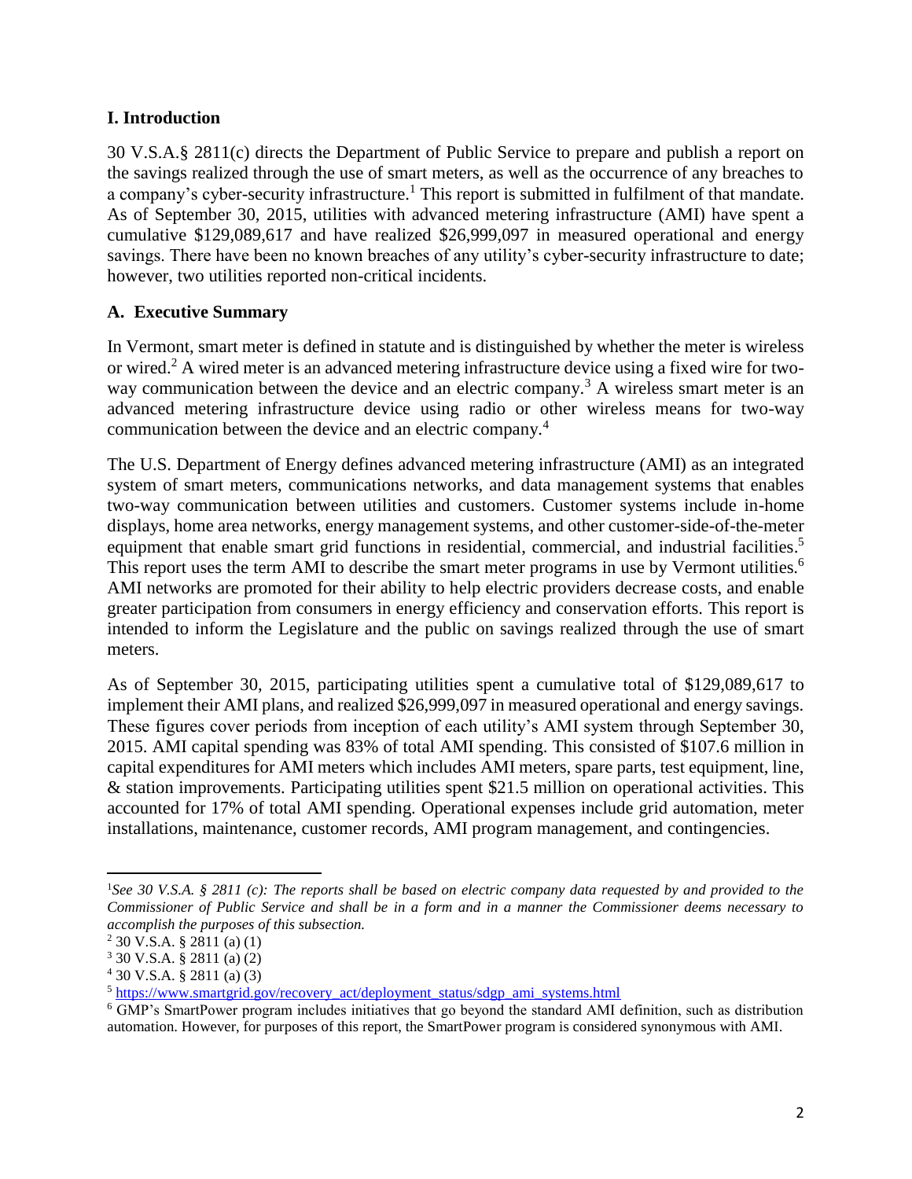## I. Introduction

30 V.S.A.§ 2811(c) directs the Department of Public Service to prepare and publish a report on the savings realized through the use of smart meters, as well as the occurrence of any breaches to a company's cyber-security infrastructure.[1] This report is submitted in fulfilment of that mandate. As of September 30, 2015, utilities with advanced metering infrastructure (AMI) have spent a cumulative $129,089,617 and have realized $26,999,097 in measured operational and energy savings. There have been no known breaches of any utility's cyber-security infrastructure to date; however, two utilities reported non-critical incidents.

### A. Executive Summary

In Vermont, smart meter is defined in statute and is distinguished by whether the meter is wireless or wired.[2] A wired meter is an advanced metering infrastructure device using a fixed wire for two-way communication between the device and an electric company.[3] A wireless smart meter is an advanced metering infrastructure device using radio or other wireless means for two-way communication between the device and an electric company.[4]

The U.S. Department of Energy defines advanced metering infrastructure (AMI) as an integrated system of smart meters, communications networks, and data management systems that enables two-way communication between utilities and customers. Customer systems include in-home displays, home area networks, energy management systems, and other customer-side-of-the-meter equipment that enable smart grid functions in residential, commercial, and industrial facilities.[5] This report uses the term AMI to describe the smart meter programs in use by Vermont utilities.[6] AMI networks are promoted for their ability to help electric providers decrease costs, and enable greater participation from consumers in energy efficiency and conservation efforts. This report is intended to inform the Legislature and the public on savings realized through the use of smart meters.

As of September 30, 2015, participating utilities spent a cumulative total of $129,089,617 to implement their AMI plans, and realized $26,999,097 in measured operational and energy savings. These figures cover periods from inception of each utility's AMI system through September 30, 2015. AMI capital spending was 83% of total AMI spending. This consisted of $107.6 million in capital expenditures for AMI meters which includes AMI meters, spare parts, test equipment, line, & station improvements. Participating utilities spent $21.5 million on operational activities. This accounted for 17% of total AMI spending. Operational expenses include grid automation, meter installations, maintenance, customer records, AMI program management, and contingencies.

---

[1] *See 30 V.S.A. § 2811 (c): The reports shall be based on electric company data requested by and provided to the Commissioner of Public Service and shall be in a form and in a manner the Commissioner deems necessary to accomplish the purposes of this subsection.*

[2] 30 V.S.A. § 2811 (a) (1)

[3] 30 V.S.A. § 2811 (a) (2)

[4] 30 V.S.A. § 2811 (a) (3)

[5] https://www.smartgrid.gov/recovery_act/deployment_status/sdgp_ami_systems.html

[6] GMP's SmartPower program includes initiatives that go beyond the standard AMI definition, such as distribution automation. However, for purposes of this report, the SmartPower program is considered synonymous with AMI.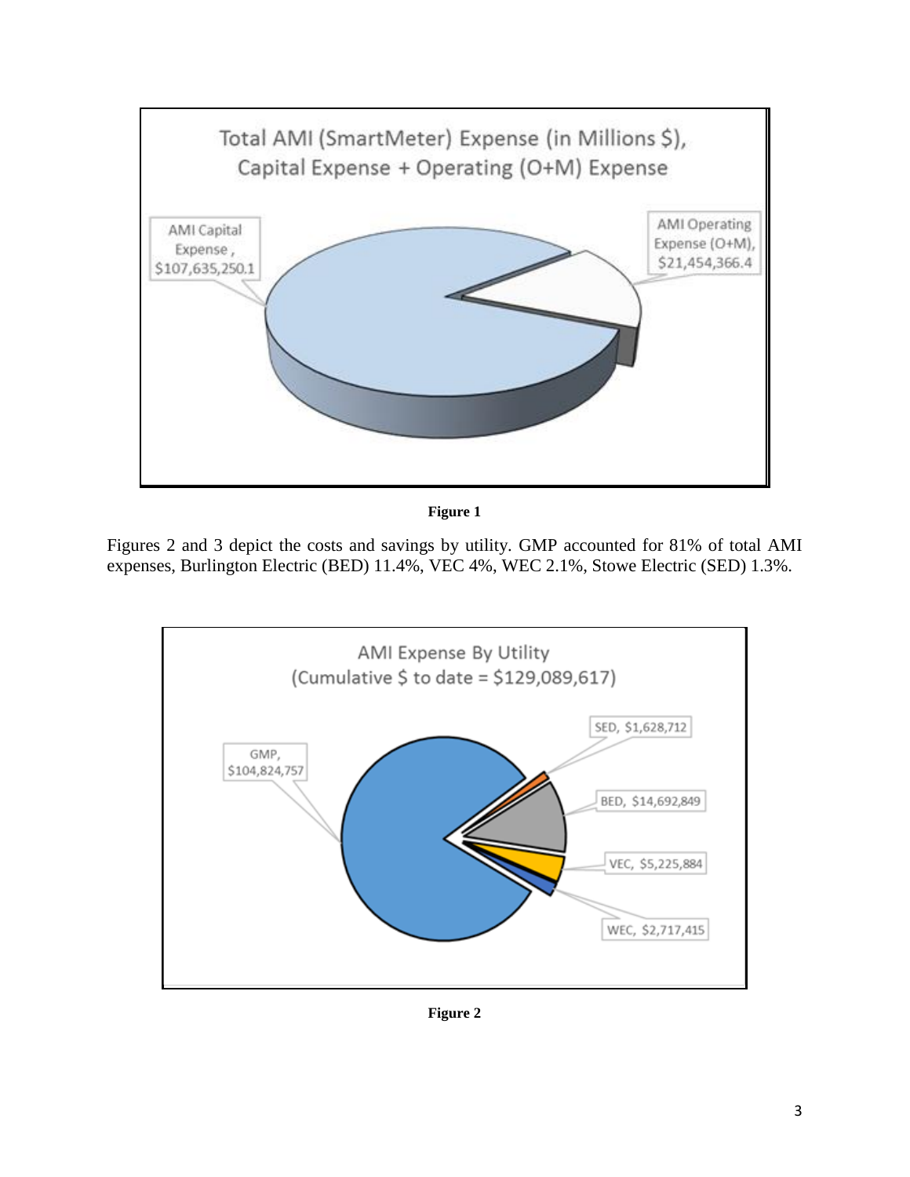Total AMI (SmartMeter) Expense (in Millions $), Capital Expense + Operating (O+M) Expense

AMI Capital Expense, $107,635,250.1

AMI Operating Expense (O+M), $21,454,366.4

**Figure 1**

Figures 2 and 3 depict the costs and savings by utility. GMP accounted for 81% of total AMI expenses, Burlington Electric (BED) 11.4%, VEC 4%, WEC 2.1%, Stowe Electric (SED) 1.3%.

AMI Expense By Utility (Cumulative $ to date = $129,089,617)

GMP, $104,824,757

SED, $1,628,712

BED, $14,692,849

VEC, $5,225,884

WEC, $2,717,415

**Figure 2**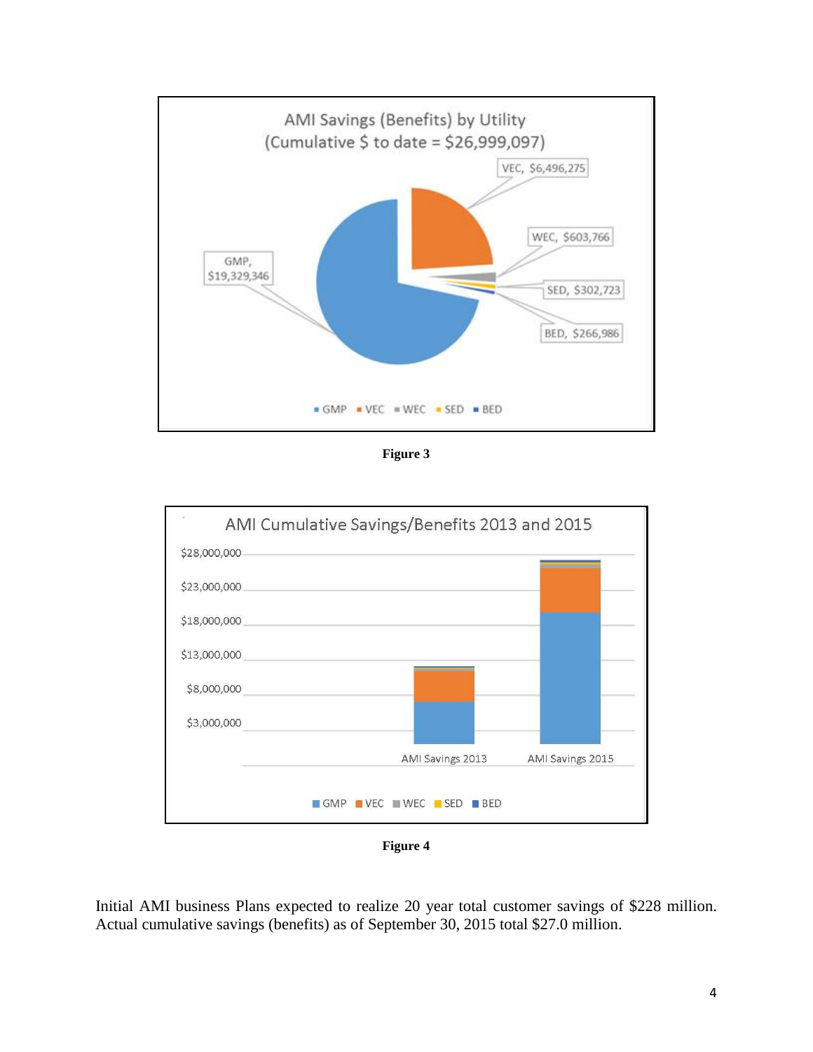Figure 3

Figure 4

Initial AMI business Plans expected to realize 20 year total customer savings of $228 million. Actual cumulative savings (benefits) as of September 30, 2015 total $27.0 million.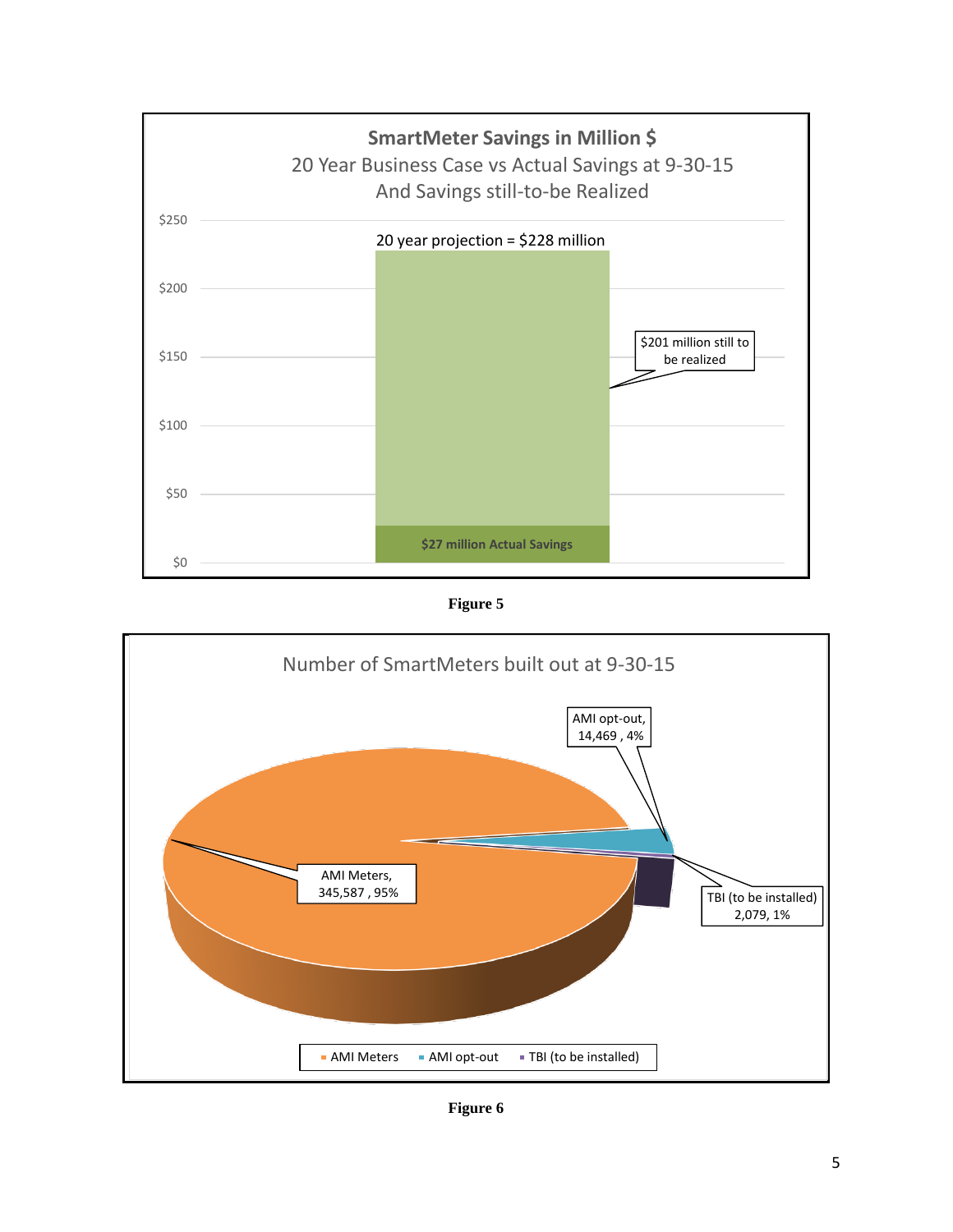**SmartMeter Savings in Million $**

20 Year Business Case vs Actual Savings at 9-30-15

And Savings still-to-be Realized

20 year projection = $228 million

$201 million still to be realized

$27 million Actual Savings

**Figure 5**

Number of SmartMeters built out at 9-30-15

AMI Meters, 345,587 , 95%

AMI opt-out, 14,469 , 4%

TBI (to be installed) 2,079, 1%

**Figure 6**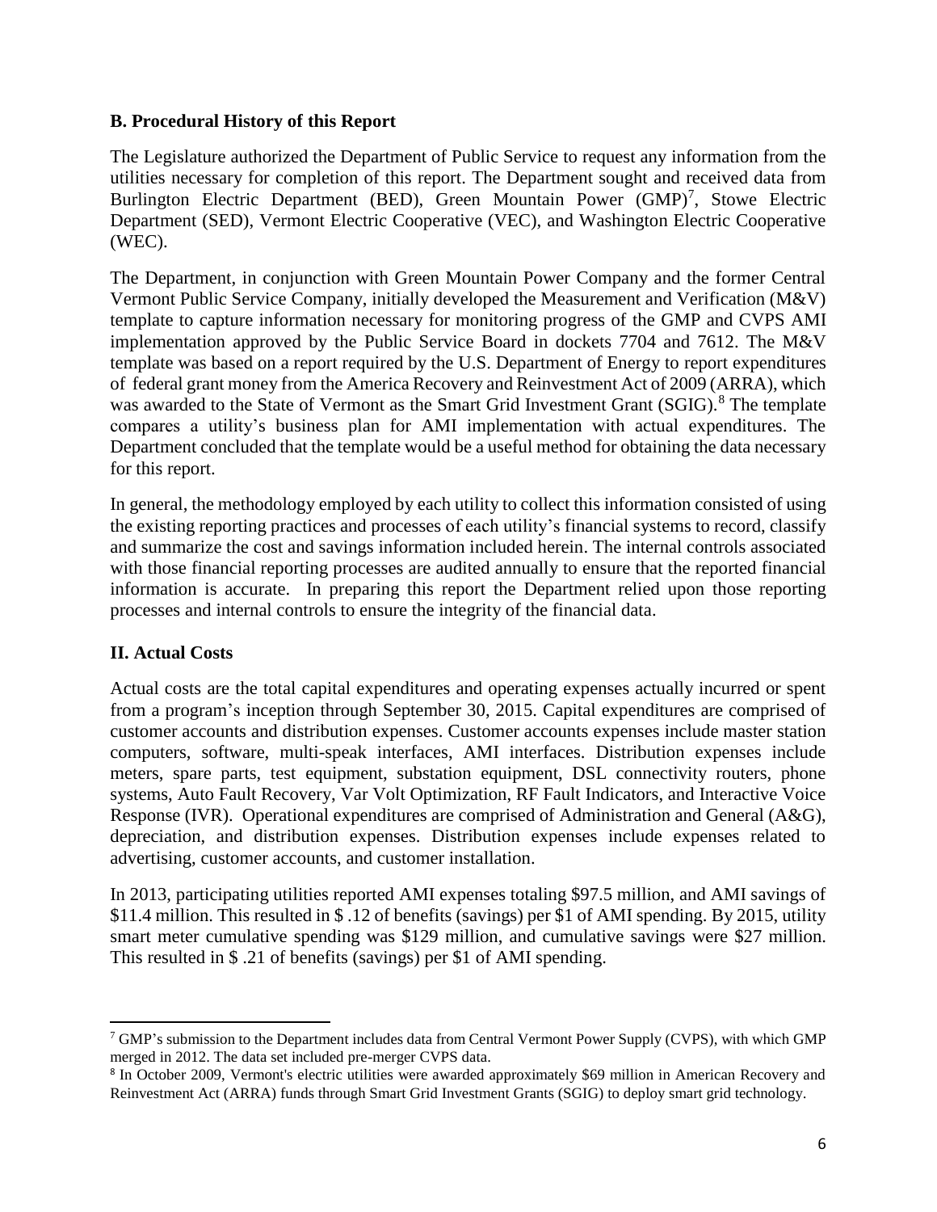## B. Procedural History of this Report

The Legislature authorized the Department of Public Service to request any information from the utilities necessary for completion of this report. The Department sought and received data from Burlington Electric Department (BED), Green Mountain Power (GMP)[7], Stowe Electric Department (SED), Vermont Electric Cooperative (VEC), and Washington Electric Cooperative (WEC).

The Department, in conjunction with Green Mountain Power Company and the former Central Vermont Public Service Company, initially developed the Measurement and Verification (M&V) template to capture information necessary for monitoring progress of the GMP and CVPS AMI implementation approved by the Public Service Board in dockets 7704 and 7612. The M&V template was based on a report required by the U.S. Department of Energy to report expenditures of federal grant money from the America Recovery and Reinvestment Act of 2009 (ARRA), which was awarded to the State of Vermont as the Smart Grid Investment Grant (SGIG).[8] The template compares a utility's business plan for AMI implementation with actual expenditures. The Department concluded that the template would be a useful method for obtaining the data necessary for this report.

In general, the methodology employed by each utility to collect this information consisted of using the existing reporting practices and processes of each utility's financial systems to record, classify and summarize the cost and savings information included herein. The internal controls associated with those financial reporting processes are audited annually to ensure that the reported financial information is accurate. In preparing this report the Department relied upon those reporting processes and internal controls to ensure the integrity of the financial data.

## II. Actual Costs

Actual costs are the total capital expenditures and operating expenses actually incurred or spent from a program's inception through September 30, 2015. Capital expenditures are comprised of customer accounts and distribution expenses. Customer accounts expenses include master station computers, software, multi-speak interfaces, AMI interfaces. Distribution expenses include meters, spare parts, test equipment, substation equipment, DSL connectivity routers, phone systems, Auto Fault Recovery, Var Volt Optimization, RF Fault Indicators, and Interactive Voice Response (IVR). Operational expenditures are comprised of Administration and General (A&G), depreciation, and distribution expenses. Distribution expenses include expenses related to advertising, customer accounts, and customer installation.

In 2013, participating utilities reported AMI expenses totaling \$97.5 million, and AMI savings of \$11.4 million. This resulted in \$ .12 of benefits (savings) per \$1 of AMI spending. By 2015, utility smart meter cumulative spending was \$129 million, and cumulative savings were \$27 million. This resulted in \$ .21 of benefits (savings) per \$1 of AMI spending.

---

[7] GMP's submission to the Department includes data from Central Vermont Power Supply (CVPS), with which GMP merged in 2012. The data set included pre-merger CVPS data.

[8] In October 2009, Vermont's electric utilities were awarded approximately \$69 million in American Recovery and Reinvestment Act (ARRA) funds through Smart Grid Investment Grants (SGIG) to deploy smart grid technology.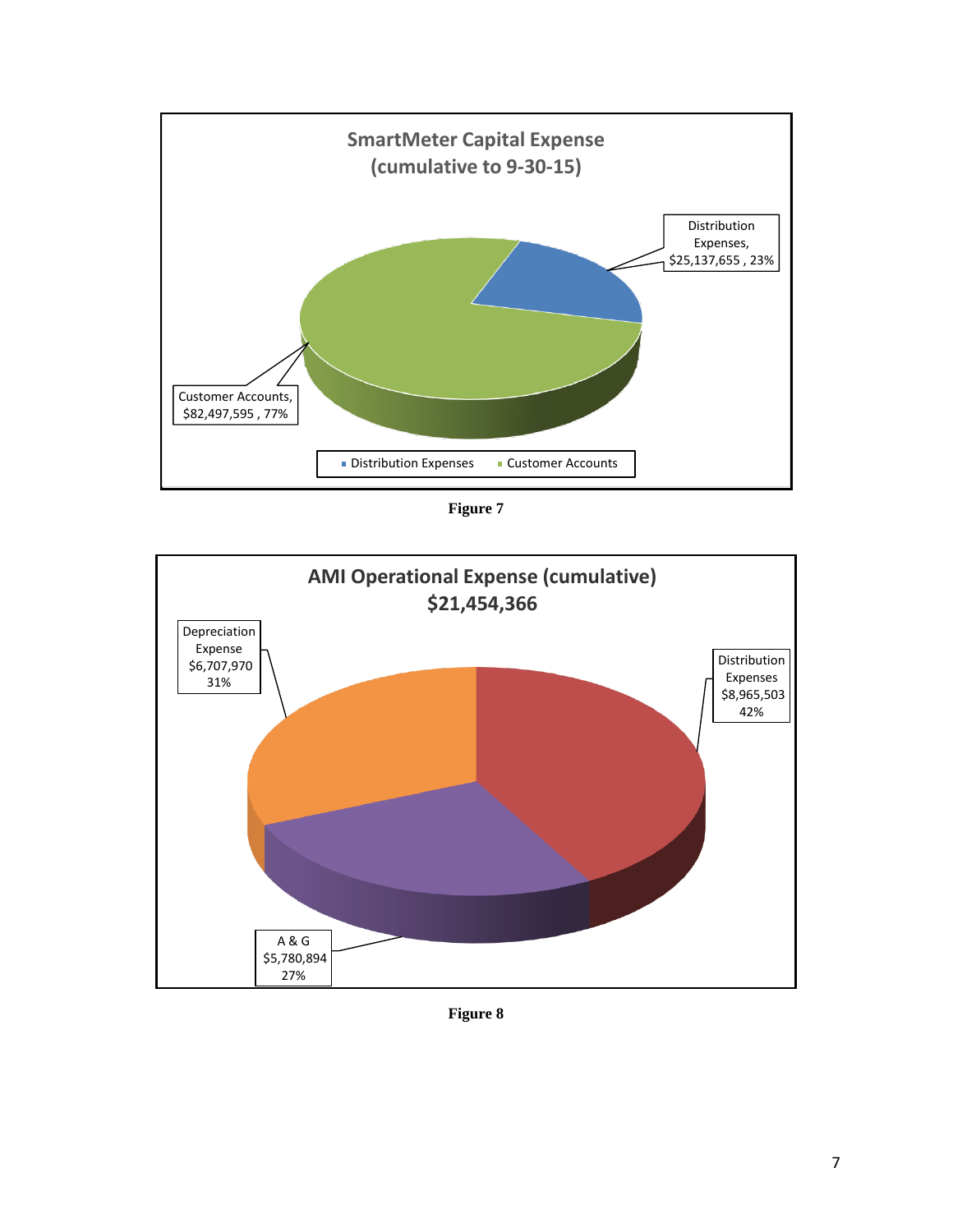**SmartMeter Capital Expense (cumulative to 9-30-15)**

Distribution Expenses, $25,137,655 , 23%

Customer Accounts, $82,497,595 , 77%

Distribution Expenses · Customer Accounts

**Figure 7**

**AMI Operational Expense (cumulative) $21,454,366**

Depreciation Expense $6,707,970 31%

Distribution Expenses $8,965,503 42%

A & G $5,780,894 27%

**Figure 8**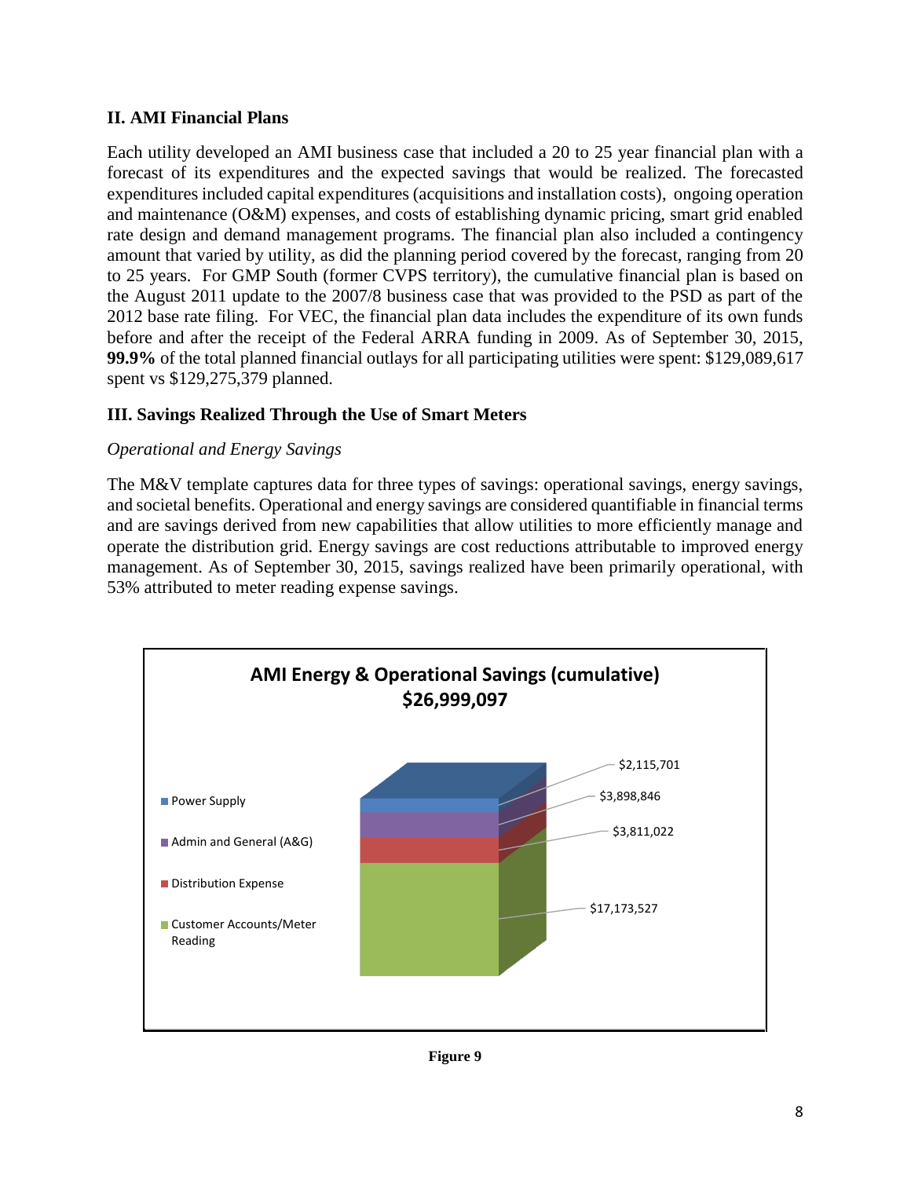## II. AMI Financial Plans

Each utility developed an AMI business case that included a 20 to 25 year financial plan with a forecast of its expenditures and the expected savings that would be realized. The forecasted expenditures included capital expenditures (acquisitions and installation costs), ongoing operation and maintenance (O&M) expenses, and costs of establishing dynamic pricing, smart grid enabled rate design and demand management programs. The financial plan also included a contingency amount that varied by utility, as did the planning period covered by the forecast, ranging from 20 to 25 years. For GMP South (former CVPS territory), the cumulative financial plan is based on the August 2011 update to the 2007/8 business case that was provided to the PSD as part of the 2012 base rate filing. For VEC, the financial plan data includes the expenditure of its own funds before and after the receipt of the Federal ARRA funding in 2009. As of September 30, 2015, **99.9%** of the total planned financial outlays for all participating utilities were spent: $129,089,617 spent vs $129,275,379 planned.

## III. Savings Realized Through the Use of Smart Meters

*Operational and Energy Savings*

The M&V template captures data for three types of savings: operational savings, energy savings, and societal benefits. Operational and energy savings are considered quantifiable in financial terms and are savings derived from new capabilities that allow utilities to more efficiently manage and operate the distribution grid. Energy savings are cost reductions attributable to improved energy management. As of September 30, 2015, savings realized have been primarily operational, with 53% attributed to meter reading expense savings.

**AMI Energy & Operational Savings (cumulative) $26,999,097**

| Category | Savings |
| --- | --- |
| Power Supply | $2,115,701 |
| Admin and General (A&G) | $3,898,846 |
| Distribution Expense | $3,811,022 |
| Customer Accounts/Meter Reading | $17,173,527 |

**Figure 9**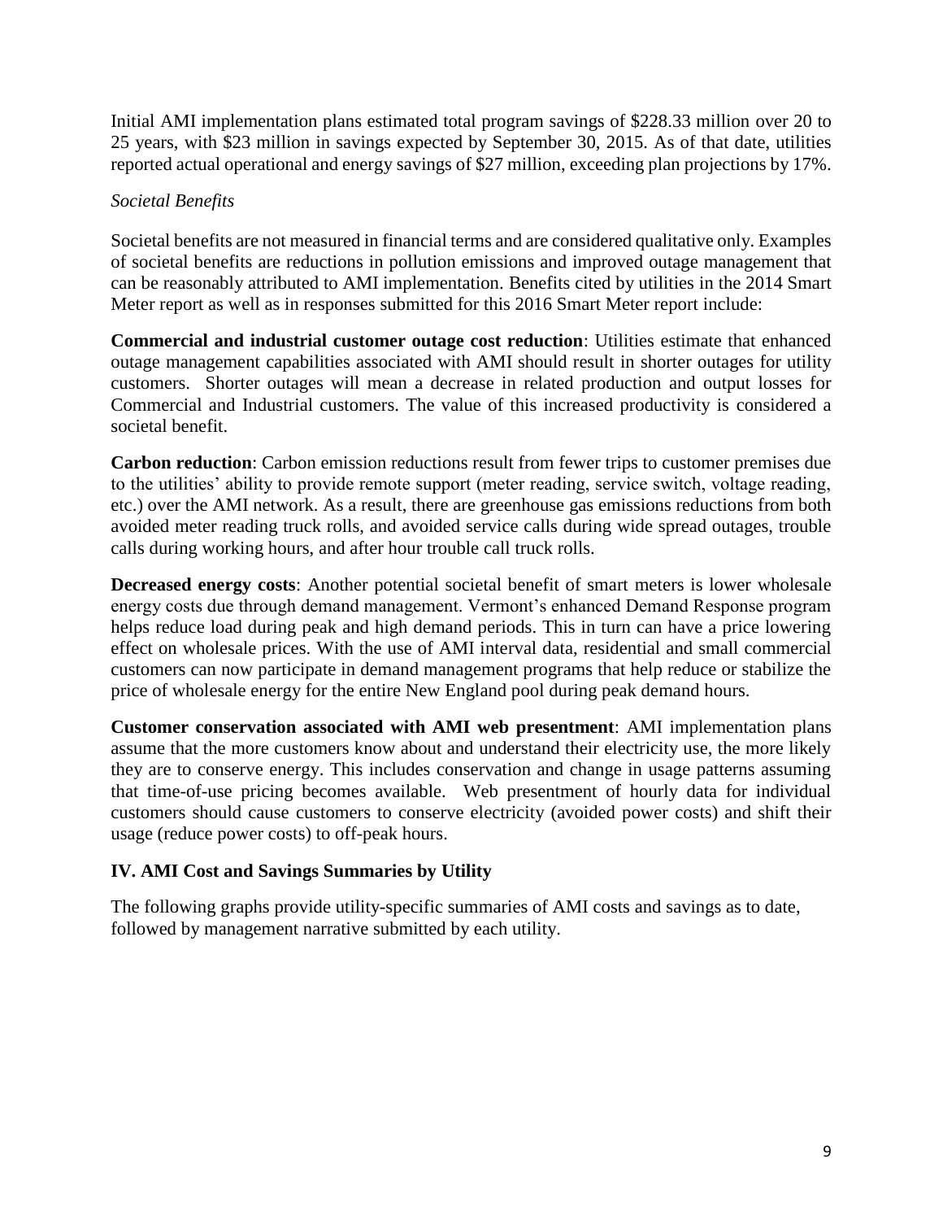Initial AMI implementation plans estimated total program savings of $228.33 million over 20 to 25 years, with $23 million in savings expected by September 30, 2015. As of that date, utilities reported actual operational and energy savings of $27 million, exceeding plan projections by 17%.

*Societal Benefits*

Societal benefits are not measured in financial terms and are considered qualitative only. Examples of societal benefits are reductions in pollution emissions and improved outage management that can be reasonably attributed to AMI implementation. Benefits cited by utilities in the 2014 Smart Meter report as well as in responses submitted for this 2016 Smart Meter report include:

**Commercial and industrial customer outage cost reduction**: Utilities estimate that enhanced outage management capabilities associated with AMI should result in shorter outages for utility customers. Shorter outages will mean a decrease in related production and output losses for Commercial and Industrial customers. The value of this increased productivity is considered a societal benefit.

**Carbon reduction**: Carbon emission reductions result from fewer trips to customer premises due to the utilities' ability to provide remote support (meter reading, service switch, voltage reading, etc.) over the AMI network. As a result, there are greenhouse gas emissions reductions from both avoided meter reading truck rolls, and avoided service calls during wide spread outages, trouble calls during working hours, and after hour trouble call truck rolls.

**Decreased energy costs**: Another potential societal benefit of smart meters is lower wholesale energy costs due through demand management. Vermont's enhanced Demand Response program helps reduce load during peak and high demand periods. This in turn can have a price lowering effect on wholesale prices. With the use of AMI interval data, residential and small commercial customers can now participate in demand management programs that help reduce or stabilize the price of wholesale energy for the entire New England pool during peak demand hours.

**Customer conservation associated with AMI web presentment**: AMI implementation plans assume that the more customers know about and understand their electricity use, the more likely they are to conserve energy. This includes conservation and change in usage patterns assuming that time-of-use pricing becomes available. Web presentment of hourly data for individual customers should cause customers to conserve electricity (avoided power costs) and shift their usage (reduce power costs) to off-peak hours.

## IV. AMI Cost and Savings Summaries by Utility

The following graphs provide utility-specific summaries of AMI costs and savings as to date, followed by management narrative submitted by each utility.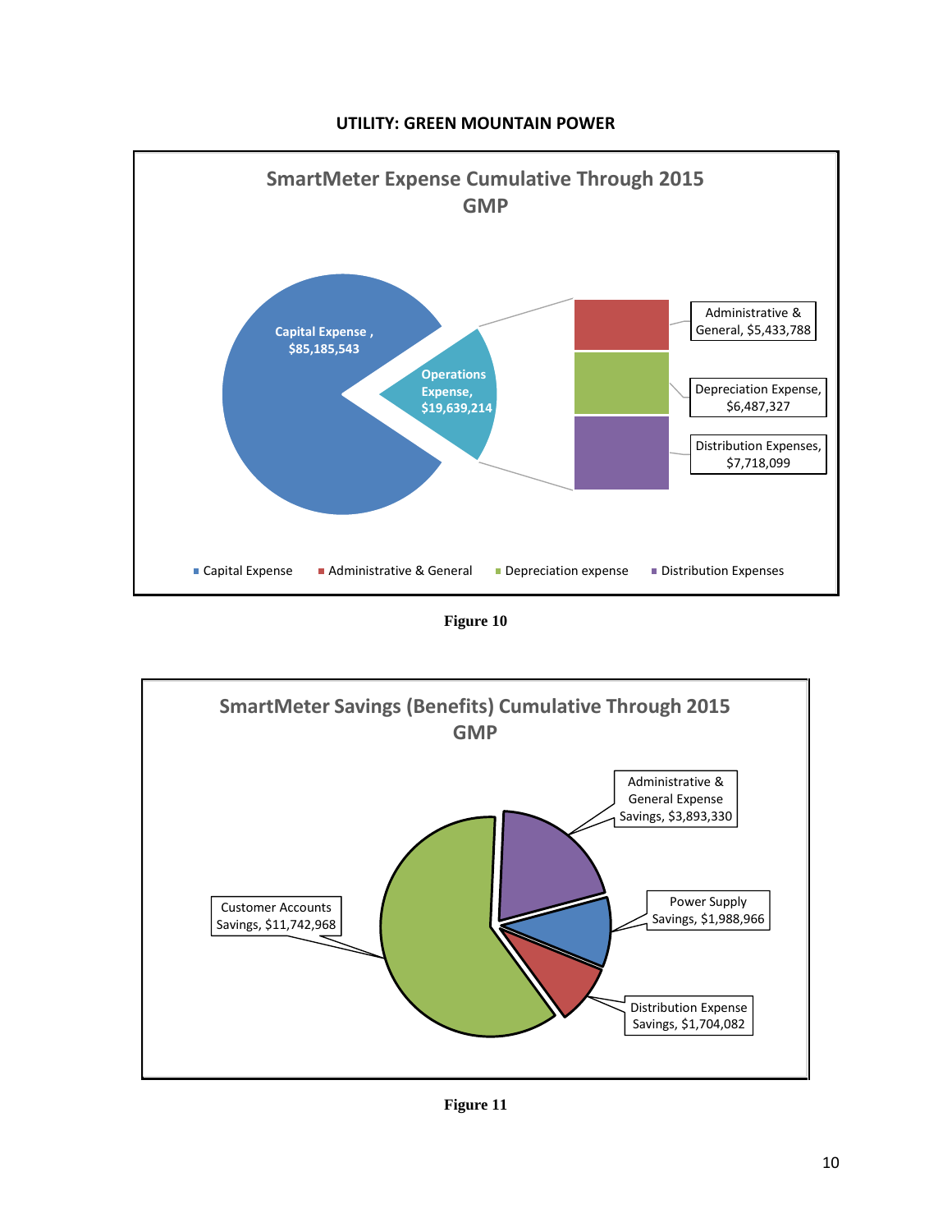**UTILITY: GREEN MOUNTAIN POWER**

SmartMeter Expense Cumulative Through 2015
GMP

| Category | Amount |
|---|---|
| Capital Expense | $85,185,543 |
| Operations Expense | $19,639,214 |
| Administrative & General | $5,433,788 |
| Depreciation Expense | $6,487,327 |
| Distribution Expenses | $7,718,099 |

**Figure 10**

SmartMeter Savings (Benefits) Cumulative Through 2015
GMP

| Category | Amount |
|---|---|
| Customer Accounts Savings | $11,742,968 |
| Administrative & General Expense Savings | $3,893,330 |
| Power Supply Savings | $1,988,966 |
| Distribution Expense Savings | $1,704,082 |

**Figure 11**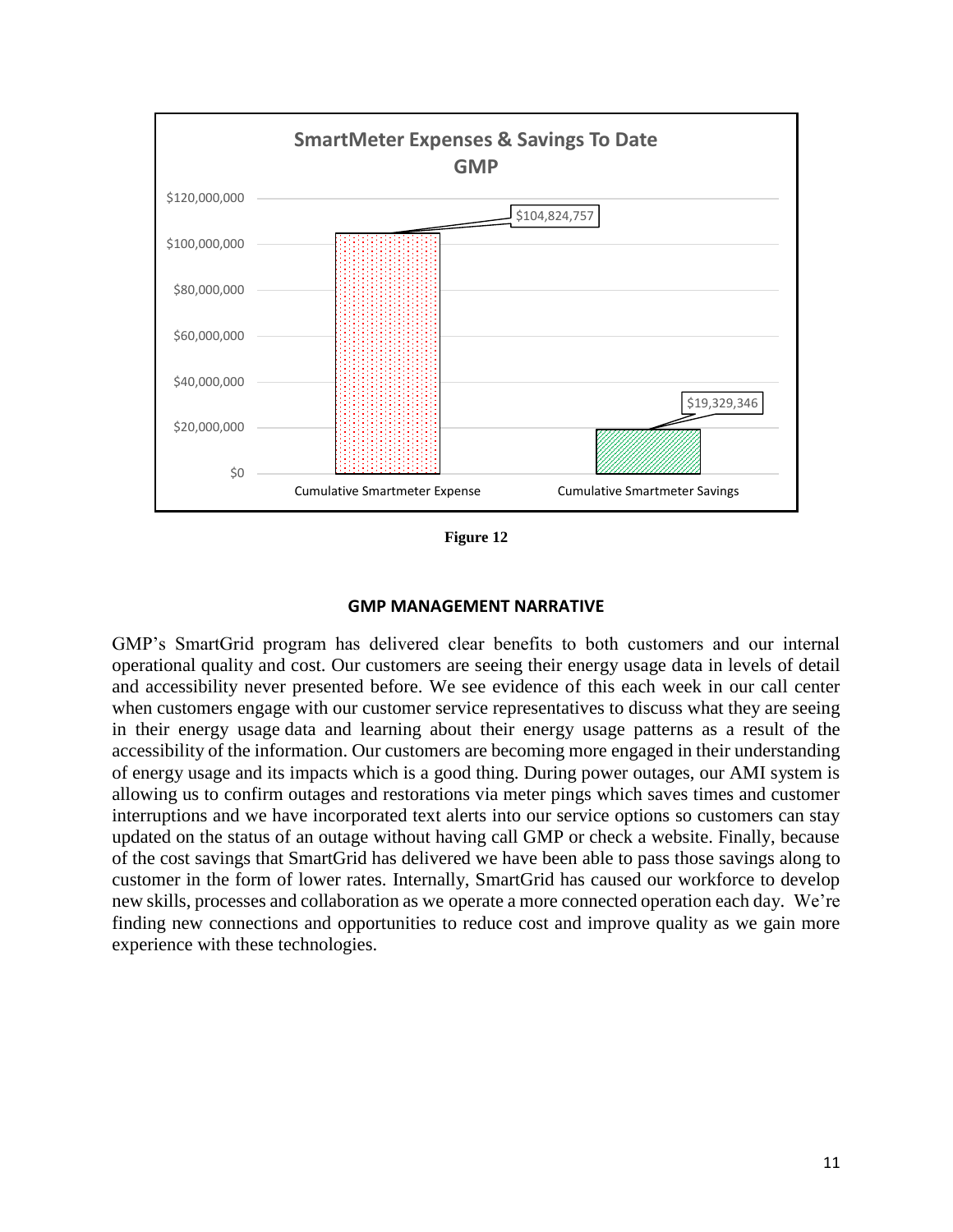**SmartMeter Expenses & Savings To Date**
**GMP**

| | Value |
|---|---|
| Cumulative Smartmeter Expense | $104,824,757 |
| Cumulative Smartmeter Savings | $19,329,346 |

**Figure 12**

## GMP MANAGEMENT NARRATIVE

GMP's SmartGrid program has delivered clear benefits to both customers and our internal operational quality and cost. Our customers are seeing their energy usage data in levels of detail and accessibility never presented before. We see evidence of this each week in our call center when customers engage with our customer service representatives to discuss what they are seeing in their energy usage data and learning about their energy usage patterns as a result of the accessibility of the information. Our customers are becoming more engaged in their understanding of energy usage and its impacts which is a good thing. During power outages, our AMI system is allowing us to confirm outages and restorations via meter pings which saves times and customer interruptions and we have incorporated text alerts into our service options so customers can stay updated on the status of an outage without having call GMP or check a website. Finally, because of the cost savings that SmartGrid has delivered we have been able to pass those savings along to customer in the form of lower rates. Internally, SmartGrid has caused our workforce to develop new skills, processes and collaboration as we operate a more connected operation each day. We're finding new connections and opportunities to reduce cost and improve quality as we gain more experience with these technologies.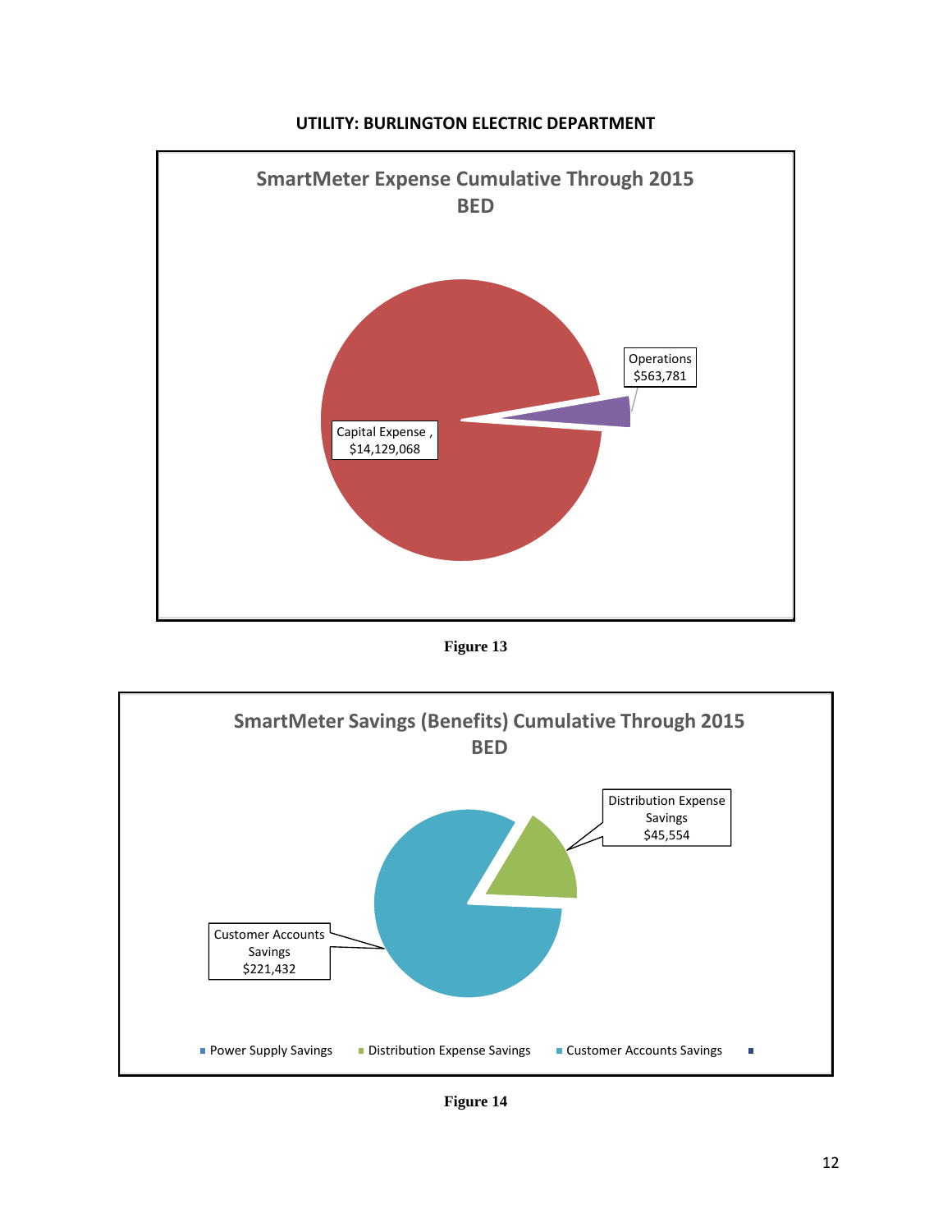**UTILITY: BURLINGTON ELECTRIC DEPARTMENT**

SmartMeter Expense Cumulative Through 2015
BED

Operations
$563,781

Capital Expense ,
$14,129,068

**Figure 13**

SmartMeter Savings (Benefits) Cumulative Through 2015
BED

Distribution Expense
Savings
$45,554

Customer Accounts
Savings
$221,432

Power Supply Savings   Distribution Expense Savings   Customer Accounts Savings

**Figure 14**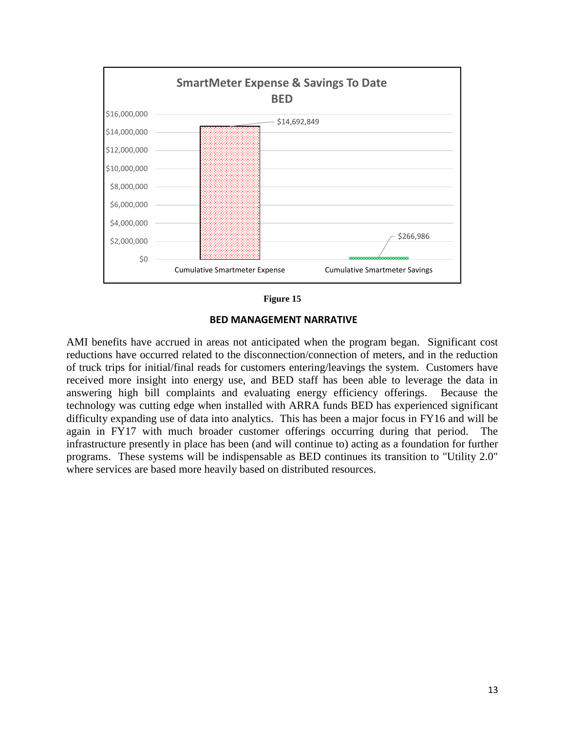**SmartMeter Expense & Savings To Date BED**

| | Amount |
|---|---|
| Cumulative Smartmeter Expense | $14,692,849 |
| Cumulative Smartmeter Savings | $266,986 |

**Figure 15**

**BED MANAGEMENT NARRATIVE**

AMI benefits have accrued in areas not anticipated when the program began. Significant cost reductions have occurred related to the disconnection/connection of meters, and in the reduction of truck trips for initial/final reads for customers entering/leavings the system. Customers have received more insight into energy use, and BED staff has been able to leverage the data in answering high bill complaints and evaluating energy efficiency offerings. Because the technology was cutting edge when installed with ARRA funds BED has experienced significant difficulty expanding use of data into analytics. This has been a major focus in FY16 and will be again in FY17 with much broader customer offerings occurring during that period. The infrastructure presently in place has been (and will continue to) acting as a foundation for further programs. These systems will be indispensable as BED continues its transition to "Utility 2.0" where services are based more heavily based on distributed resources.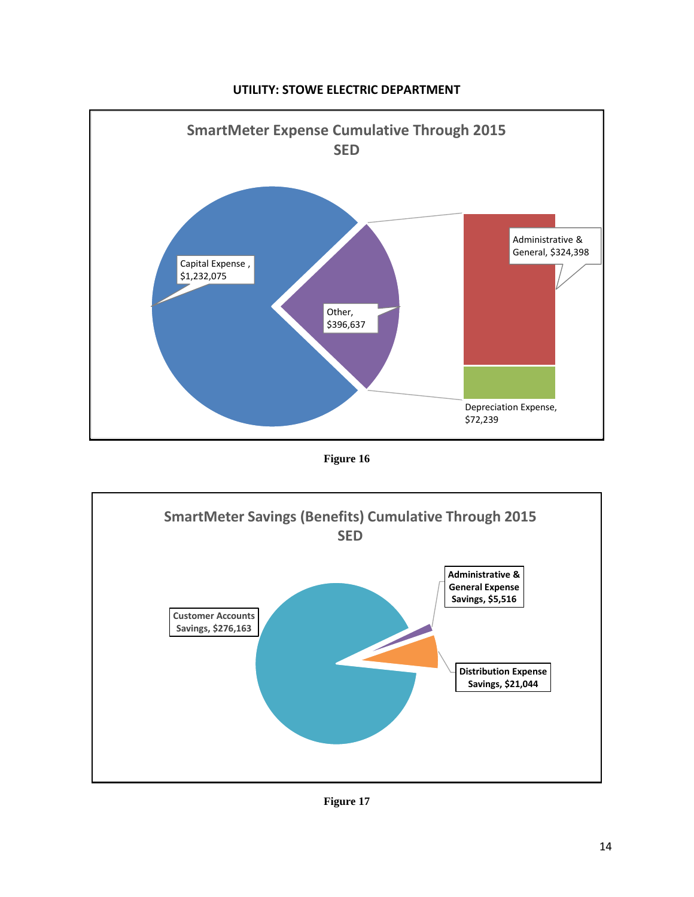**UTILITY: STOWE ELECTRIC DEPARTMENT**

SmartMeter Expense Cumulative Through 2015
SED

Capital Expense , $1,232,075

Other, $396,637

Administrative & General, $324,398

Depreciation Expense, $72,239

**Figure 16**

SmartMeter Savings (Benefits) Cumulative Through 2015
SED

Customer Accounts Savings, $276,163

Administrative & General Expense Savings, $5,516

Distribution Expense Savings, $21,044

**Figure 17**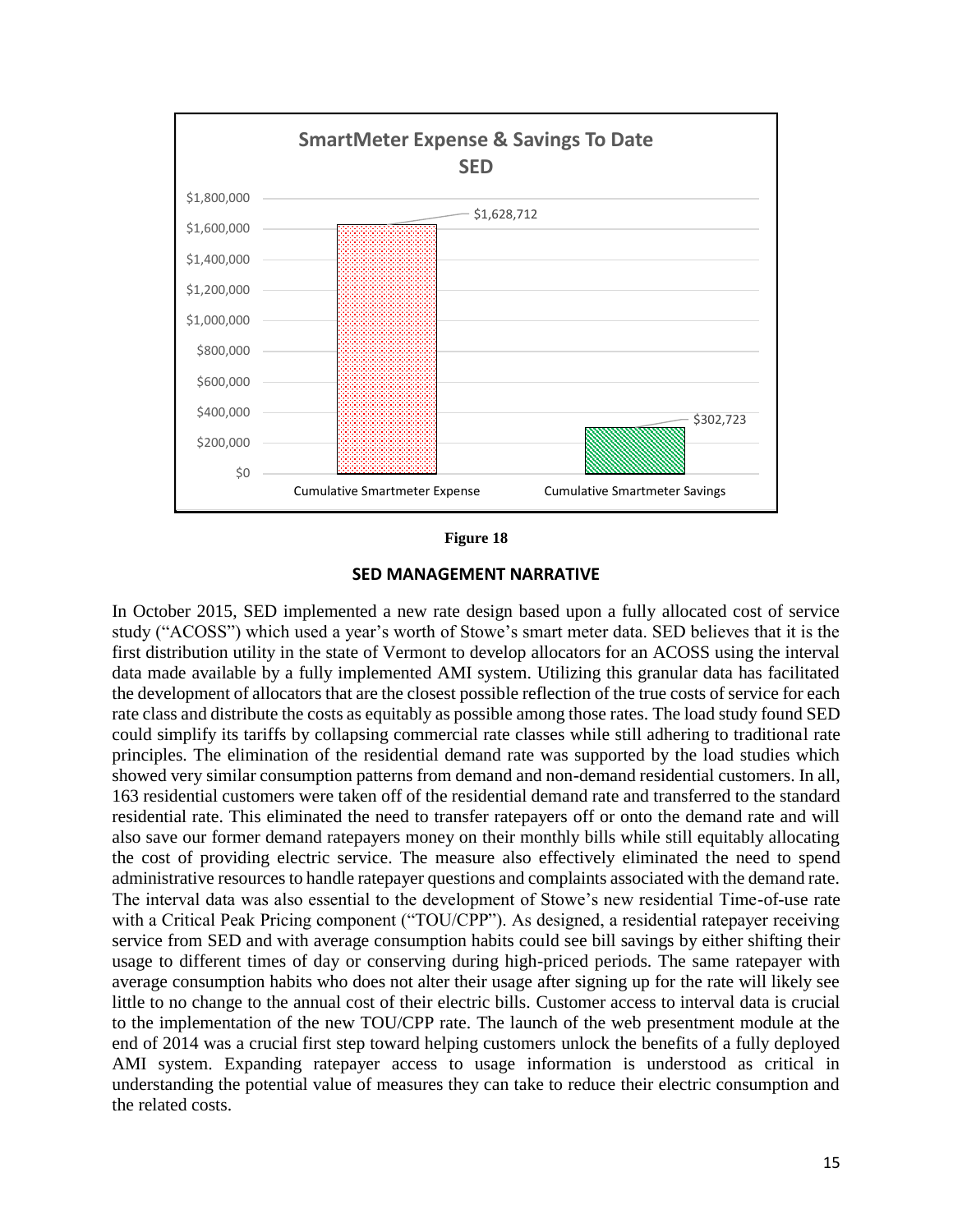**SmartMeter Expense & Savings To Date**
**SED**

| | Amount |
|---|---|
| Cumulative Smartmeter Expense | $1,628,712 |
| Cumulative Smartmeter Savings | $302,723 |

**Figure 18**

## SED MANAGEMENT NARRATIVE

In October 2015, SED implemented a new rate design based upon a fully allocated cost of service study ("ACOSS") which used a year's worth of Stowe's smart meter data. SED believes that it is the first distribution utility in the state of Vermont to develop allocators for an ACOSS using the interval data made available by a fully implemented AMI system. Utilizing this granular data has facilitated the development of allocators that are the closest possible reflection of the true costs of service for each rate class and distribute the costs as equitably as possible among those rates. The load study found SED could simplify its tariffs by collapsing commercial rate classes while still adhering to traditional rate principles. The elimination of the residential demand rate was supported by the load studies which showed very similar consumption patterns from demand and non-demand residential customers. In all, 163 residential customers were taken off of the residential demand rate and transferred to the standard residential rate. This eliminated the need to transfer ratepayers off or onto the demand rate and will also save our former demand ratepayers money on their monthly bills while still equitably allocating the cost of providing electric service. The measure also effectively eliminated the need to spend administrative resources to handle ratepayer questions and complaints associated with the demand rate. The interval data was also essential to the development of Stowe's new residential Time-of-use rate with a Critical Peak Pricing component ("TOU/CPP"). As designed, a residential ratepayer receiving service from SED and with average consumption habits could see bill savings by either shifting their usage to different times of day or conserving during high-priced periods. The same ratepayer with average consumption habits who does not alter their usage after signing up for the rate will likely see little to no change to the annual cost of their electric bills. Customer access to interval data is crucial to the implementation of the new TOU/CPP rate. The launch of the web presentment module at the end of 2014 was a crucial first step toward helping customers unlock the benefits of a fully deployed AMI system. Expanding ratepayer access to usage information is understood as critical in understanding the potential value of measures they can take to reduce their electric consumption and the related costs.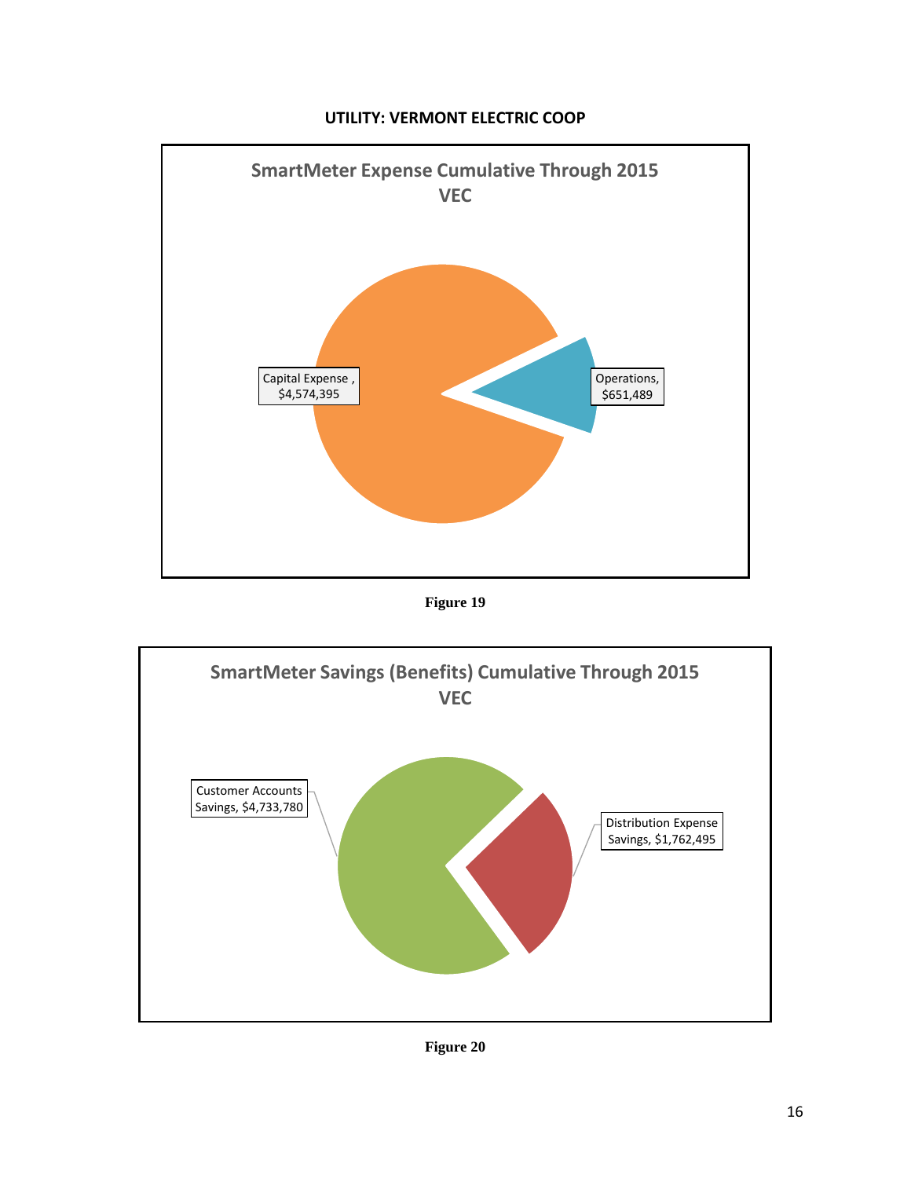**UTILITY: VERMONT ELECTRIC COOP**

**SmartMeter Expense Cumulative Through 2015**
**VEC**

Capital Expense , $4,574,395

Operations, $651,489

**Figure 19**

**SmartMeter Savings (Benefits) Cumulative Through 2015**
**VEC**

Customer Accounts Savings, $4,733,780

Distribution Expense Savings, $1,762,495

**Figure 20**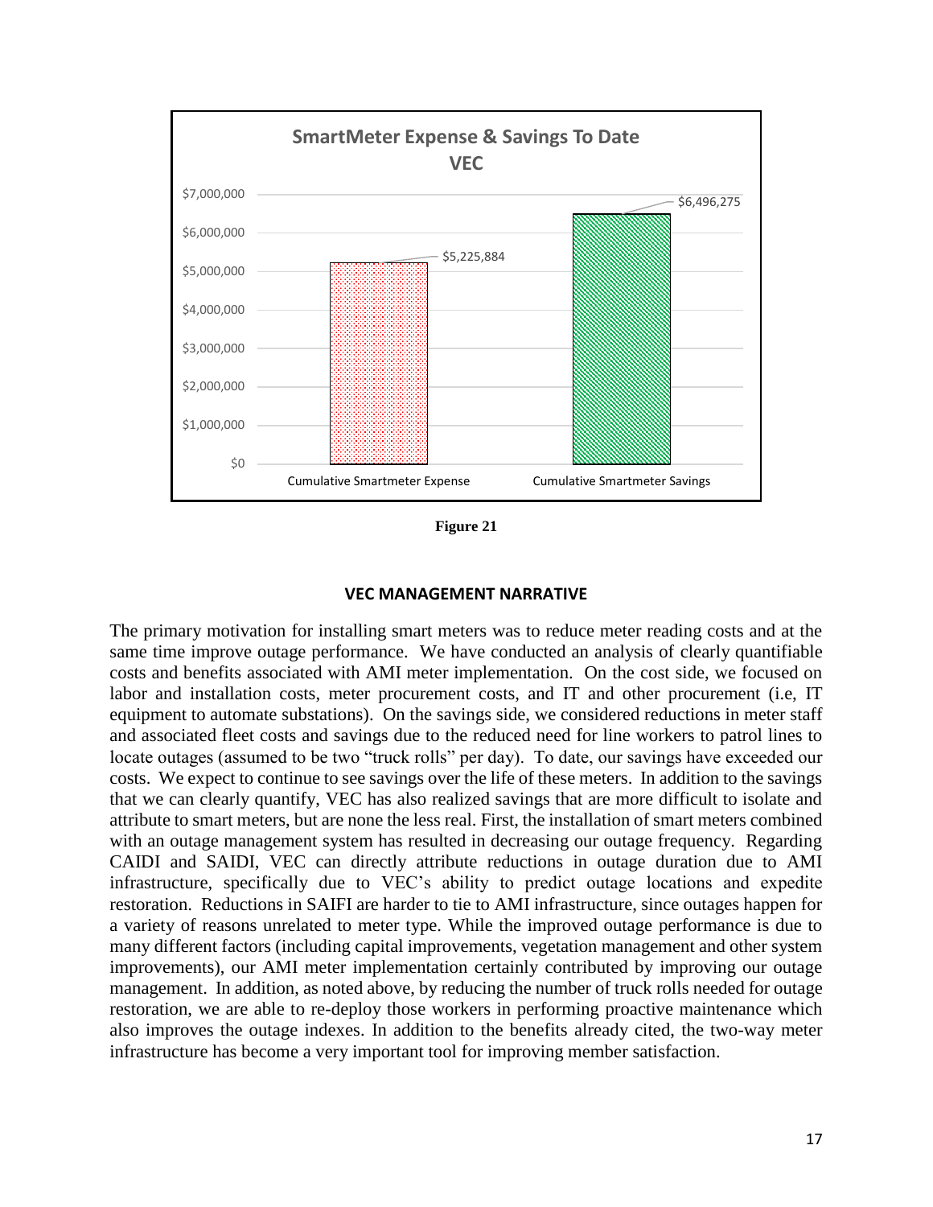**SmartMeter Expense & Savings To Date**
**VEC**

| | Amount |
|---|---|
| Cumulative Smartmeter Expense | $5,225,884 |
| Cumulative Smartmeter Savings | $6,496,275 |

**Figure 21**

### VEC MANAGEMENT NARRATIVE

The primary motivation for installing smart meters was to reduce meter reading costs and at the same time improve outage performance. We have conducted an analysis of clearly quantifiable costs and benefits associated with AMI meter implementation. On the cost side, we focused on labor and installation costs, meter procurement costs, and IT and other procurement (i.e, IT equipment to automate substations). On the savings side, we considered reductions in meter staff and associated fleet costs and savings due to the reduced need for line workers to patrol lines to locate outages (assumed to be two "truck rolls" per day). To date, our savings have exceeded our costs. We expect to continue to see savings over the life of these meters. In addition to the savings that we can clearly quantify, VEC has also realized savings that are more difficult to isolate and attribute to smart meters, but are none the less real. First, the installation of smart meters combined with an outage management system has resulted in decreasing our outage frequency. Regarding CAIDI and SAIDI, VEC can directly attribute reductions in outage duration due to AMI infrastructure, specifically due to VEC's ability to predict outage locations and expedite restoration. Reductions in SAIFI are harder to tie to AMI infrastructure, since outages happen for a variety of reasons unrelated to meter type. While the improved outage performance is due to many different factors (including capital improvements, vegetation management and other system improvements), our AMI meter implementation certainly contributed by improving our outage management. In addition, as noted above, by reducing the number of truck rolls needed for outage restoration, we are able to re-deploy those workers in performing proactive maintenance which also improves the outage indexes. In addition to the benefits already cited, the two-way meter infrastructure has become a very important tool for improving member satisfaction.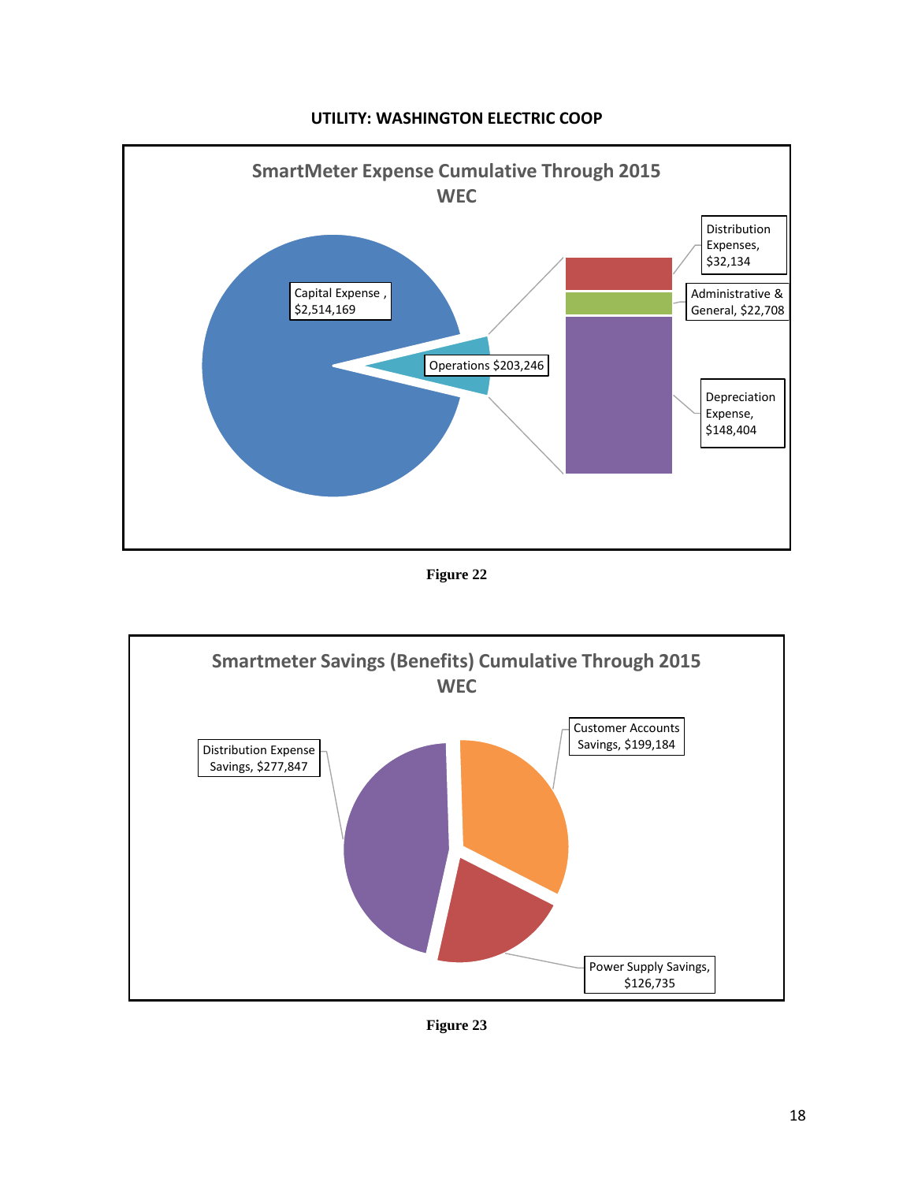**UTILITY: WASHINGTON ELECTRIC COOP**

SmartMeter Expense Cumulative Through 2015
WEC

Capital Expense , $2,514,169

Operations $203,246

Distribution Expenses, $32,134

Administrative & General, $22,708

Depreciation Expense, $148,404

**Figure 22**

Smartmeter Savings (Benefits) Cumulative Through 2015
WEC

Distribution Expense Savings, $277,847

Customer Accounts Savings, $199,184

Power Supply Savings, $126,735

**Figure 23**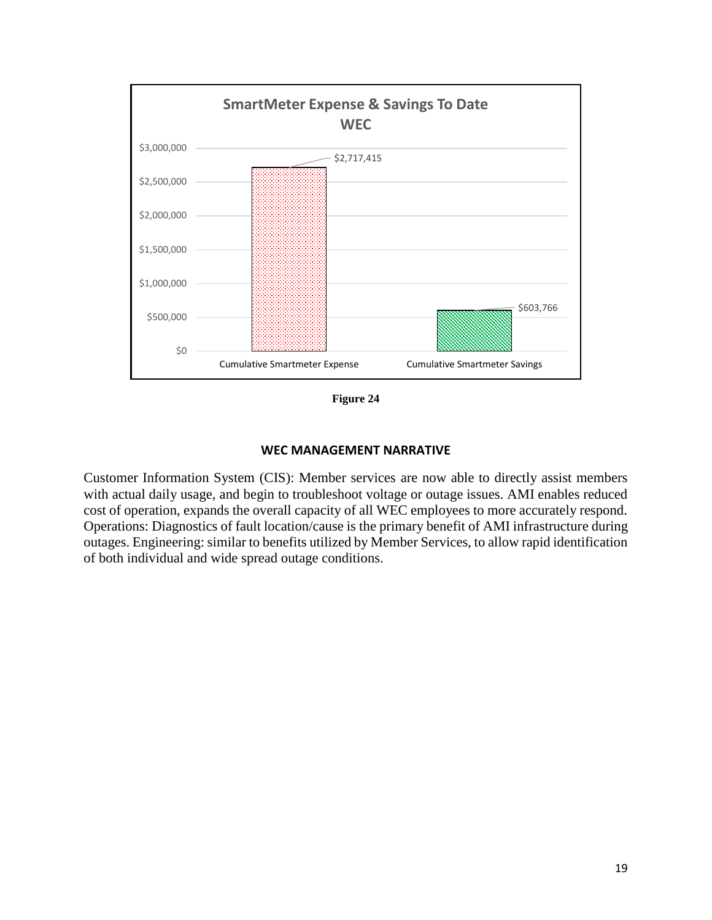**SmartMeter Expense & Savings To Date**
**WEC**

| | Cumulative Smartmeter Expense | Cumulative Smartmeter Savings |
|---|---|---|
| WEC | $2,717,415 | $603,766 |

**Figure 24**

**WEC MANAGEMENT NARRATIVE**

Customer Information System (CIS): Member services are now able to directly assist members with actual daily usage, and begin to troubleshoot voltage or outage issues. AMI enables reduced cost of operation, expands the overall capacity of all WEC employees to more accurately respond. Operations: Diagnostics of fault location/cause is the primary benefit of AMI infrastructure during outages. Engineering: similar to benefits utilized by Member Services, to allow rapid identification of both individual and wide spread outage conditions.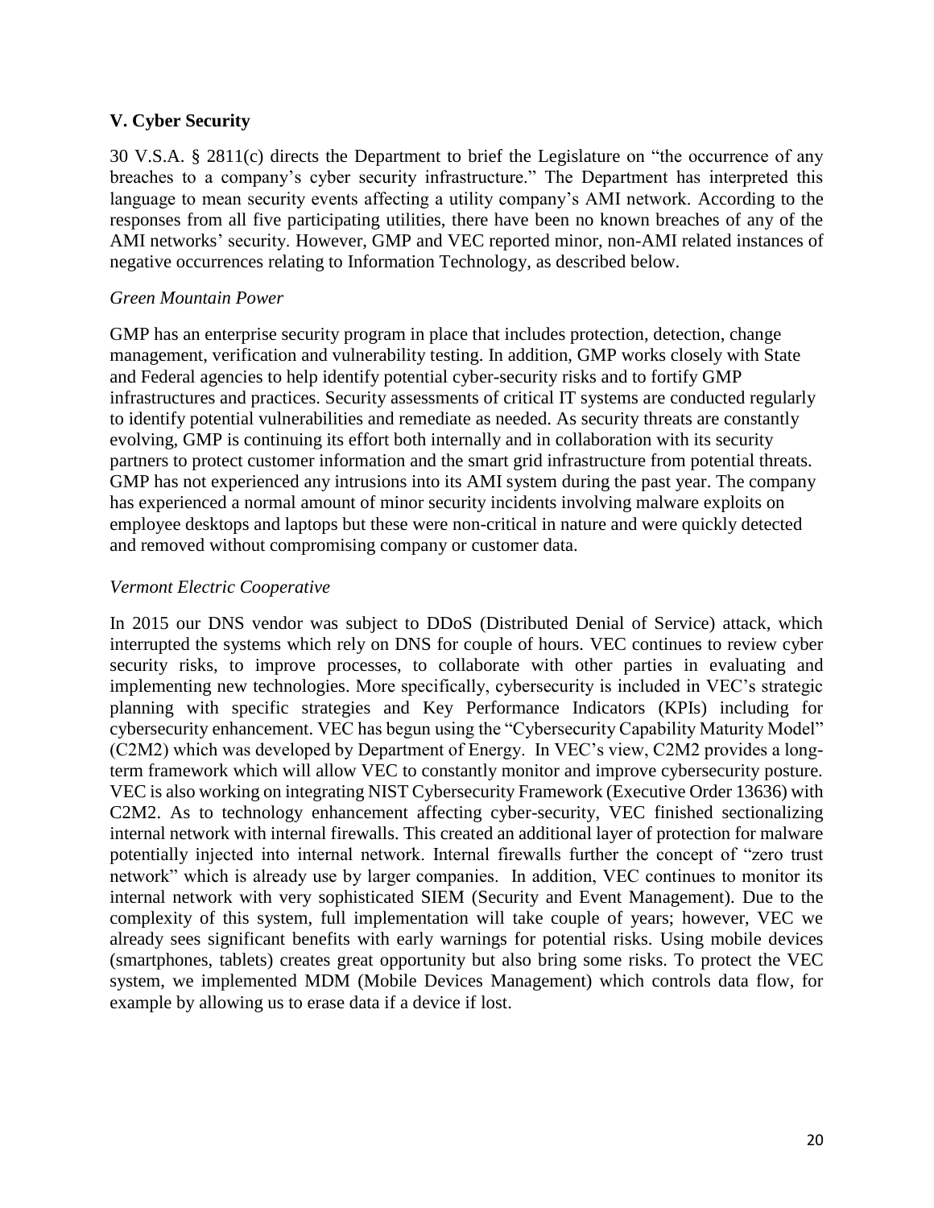## V. Cyber Security

30 V.S.A. § 2811(c) directs the Department to brief the Legislature on "the occurrence of any breaches to a company's cyber security infrastructure." The Department has interpreted this language to mean security events affecting a utility company's AMI network. According to the responses from all five participating utilities, there have been no known breaches of any of the AMI networks' security. However, GMP and VEC reported minor, non-AMI related instances of negative occurrences relating to Information Technology, as described below.

### *Green Mountain Power*

GMP has an enterprise security program in place that includes protection, detection, change management, verification and vulnerability testing. In addition, GMP works closely with State and Federal agencies to help identify potential cyber-security risks and to fortify GMP infrastructures and practices. Security assessments of critical IT systems are conducted regularly to identify potential vulnerabilities and remediate as needed. As security threats are constantly evolving, GMP is continuing its effort both internally and in collaboration with its security partners to protect customer information and the smart grid infrastructure from potential threats. GMP has not experienced any intrusions into its AMI system during the past year. The company has experienced a normal amount of minor security incidents involving malware exploits on employee desktops and laptops but these were non-critical in nature and were quickly detected and removed without compromising company or customer data.

### *Vermont Electric Cooperative*

In 2015 our DNS vendor was subject to DDoS (Distributed Denial of Service) attack, which interrupted the systems which rely on DNS for couple of hours. VEC continues to review cyber security risks, to improve processes, to collaborate with other parties in evaluating and implementing new technologies. More specifically, cybersecurity is included in VEC's strategic planning with specific strategies and Key Performance Indicators (KPIs) including for cybersecurity enhancement. VEC has begun using the "Cybersecurity Capability Maturity Model" (C2M2) which was developed by Department of Energy. In VEC's view, C2M2 provides a long-term framework which will allow VEC to constantly monitor and improve cybersecurity posture. VEC is also working on integrating NIST Cybersecurity Framework (Executive Order 13636) with C2M2. As to technology enhancement affecting cyber-security, VEC finished sectionalizing internal network with internal firewalls. This created an additional layer of protection for malware potentially injected into internal network. Internal firewalls further the concept of "zero trust network" which is already use by larger companies. In addition, VEC continues to monitor its internal network with very sophisticated SIEM (Security and Event Management). Due to the complexity of this system, full implementation will take couple of years; however, VEC we already sees significant benefits with early warnings for potential risks. Using mobile devices (smartphones, tablets) creates great opportunity but also bring some risks. To protect the VEC system, we implemented MDM (Mobile Devices Management) which controls data flow, for example by allowing us to erase data if a device if lost.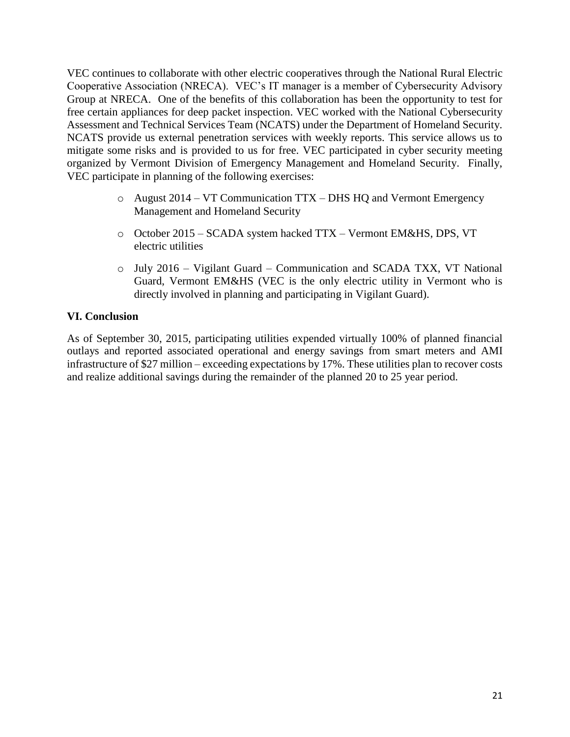VEC continues to collaborate with other electric cooperatives through the National Rural Electric Cooperative Association (NRECA). VEC's IT manager is a member of Cybersecurity Advisory Group at NRECA. One of the benefits of this collaboration has been the opportunity to test for free certain appliances for deep packet inspection. VEC worked with the National Cybersecurity Assessment and Technical Services Team (NCATS) under the Department of Homeland Security. NCATS provide us external penetration services with weekly reports. This service allows us to mitigate some risks and is provided to us for free. VEC participated in cyber security meeting organized by Vermont Division of Emergency Management and Homeland Security. Finally, VEC participate in planning of the following exercises:

- August 2014 – VT Communication TTX – DHS HQ and Vermont Emergency Management and Homeland Security
- October 2015 – SCADA system hacked TTX – Vermont EM&HS, DPS, VT electric utilities
- July 2016 – Vigilant Guard – Communication and SCADA TXX, VT National Guard, Vermont EM&HS (VEC is the only electric utility in Vermont who is directly involved in planning and participating in Vigilant Guard).

### VI. Conclusion

As of September 30, 2015, participating utilities expended virtually 100% of planned financial outlays and reported associated operational and energy savings from smart meters and AMI infrastructure of $27 million – exceeding expectations by 17%. These utilities plan to recover costs and realize additional savings during the remainder of the planned 20 to 25 year period.